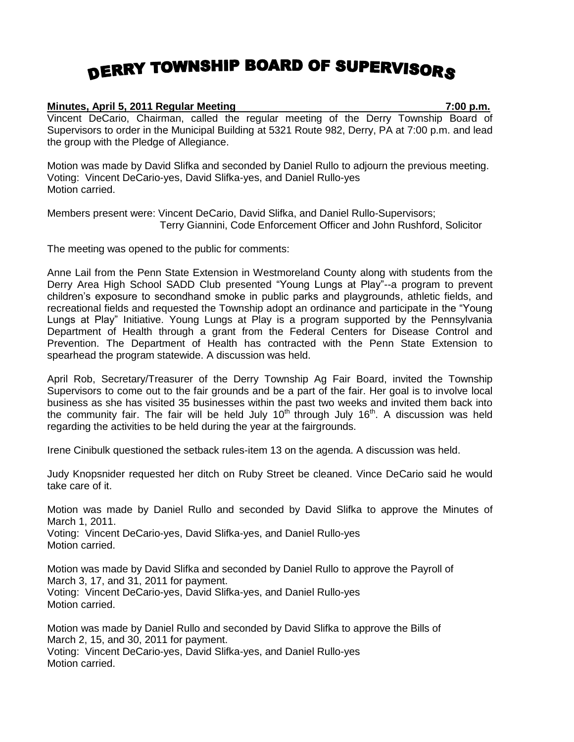# DERRY TOWNSHIP BOARD OF SUPERVISORS

**Minutes, April 5, 2011 Regular Meeting** **7:00 p.m.**

Vincent DeCario, Chairman, called the regular meeting of the Derry Township Board of Supervisors to order in the Municipal Building at 5321 Route 982, Derry, PA at 7:00 p.m. and lead the group with the Pledge of Allegiance.

Motion was made by David Slifka and seconded by Daniel Rullo to adjourn the previous meeting.
Voting: Vincent DeCario-yes, David Slifka-yes, and Daniel Rullo-yes
Motion carried.

Members present were: Vincent DeCario, David Slifka, and Daniel Rullo-Supervisors;
Terry Giannini, Code Enforcement Officer and John Rushford, Solicitor

The meeting was opened to the public for comments:

Anne Lail from the Penn State Extension in Westmoreland County along with students from the Derry Area High School SADD Club presented "Young Lungs at Play"--a program to prevent children's exposure to secondhand smoke in public parks and playgrounds, athletic fields, and recreational fields and requested the Township adopt an ordinance and participate in the "Young Lungs at Play" Initiative. Young Lungs at Play is a program supported by the Pennsylvania Department of Health through a grant from the Federal Centers for Disease Control and Prevention. The Department of Health has contracted with the Penn State Extension to spearhead the program statewide. A discussion was held.

April Rob, Secretary/Treasurer of the Derry Township Ag Fair Board, invited the Township Supervisors to come out to the fair grounds and be a part of the fair. Her goal is to involve local business as she has visited 35 businesses within the past two weeks and invited them back into the community fair. The fair will be held July 10th through July 16th. A discussion was held regarding the activities to be held during the year at the fairgrounds.

Irene Cinibulk questioned the setback rules-item 13 on the agenda. A discussion was held.

Judy Knopsnider requested her ditch on Ruby Street be cleaned. Vince DeCario said he would take care of it.

Motion was made by Daniel Rullo and seconded by David Slifka to approve the Minutes of March 1, 2011.
Voting: Vincent DeCario-yes, David Slifka-yes, and Daniel Rullo-yes
Motion carried.

Motion was made by David Slifka and seconded by Daniel Rullo to approve the Payroll of March 3, 17, and 31, 2011 for payment.
Voting: Vincent DeCario-yes, David Slifka-yes, and Daniel Rullo-yes
Motion carried.

Motion was made by Daniel Rullo and seconded by David Slifka to approve the Bills of March 2, 15, and 30, 2011 for payment.
Voting: Vincent DeCario-yes, David Slifka-yes, and Daniel Rullo-yes
Motion carried.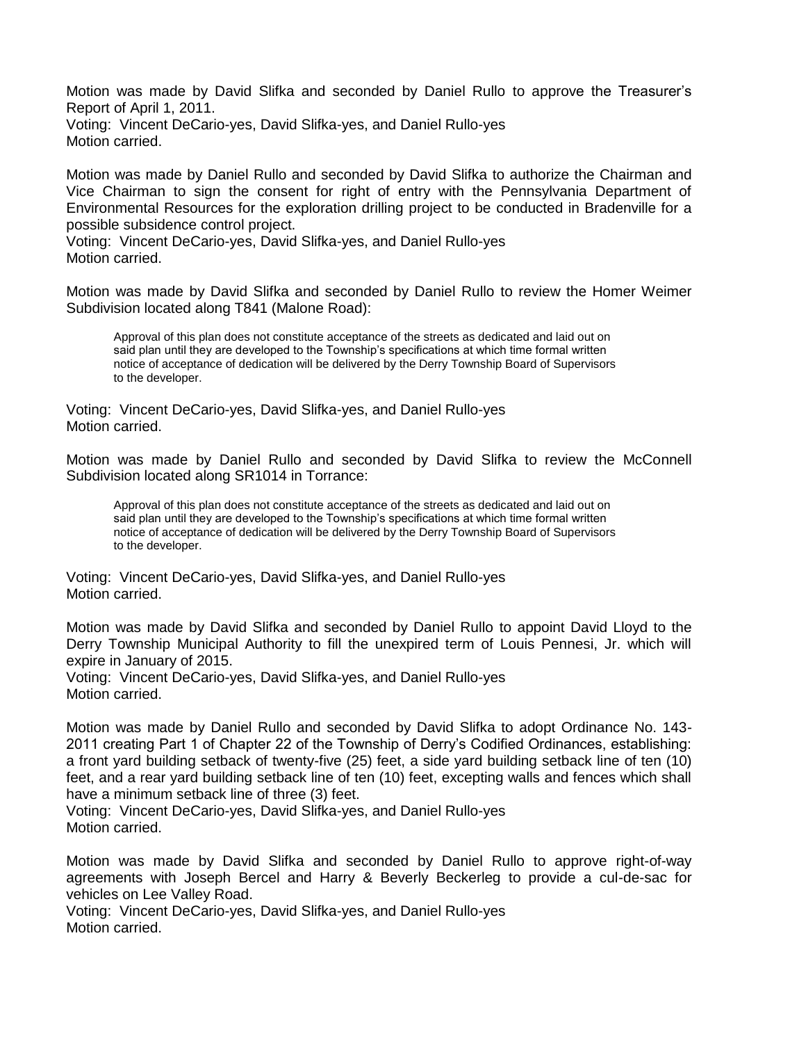Motion was made by David Slifka and seconded by Daniel Rullo to approve the Treasurer's Report of April 1, 2011.
Voting: Vincent DeCario-yes, David Slifka-yes, and Daniel Rullo-yes
Motion carried.

Motion was made by Daniel Rullo and seconded by David Slifka to authorize the Chairman and Vice Chairman to sign the consent for right of entry with the Pennsylvania Department of Environmental Resources for the exploration drilling project to be conducted in Bradenville for a possible subsidence control project.
Voting: Vincent DeCario-yes, David Slifka-yes, and Daniel Rullo-yes
Motion carried.

Motion was made by David Slifka and seconded by Daniel Rullo to review the Homer Weimer Subdivision located along T841 (Malone Road):

> Approval of this plan does not constitute acceptance of the streets as dedicated and laid out on said plan until they are developed to the Township's specifications at which time formal written notice of acceptance of dedication will be delivered by the Derry Township Board of Supervisors to the developer.

Voting: Vincent DeCario-yes, David Slifka-yes, and Daniel Rullo-yes
Motion carried.

Motion was made by Daniel Rullo and seconded by David Slifka to review the McConnell Subdivision located along SR1014 in Torrance:

> Approval of this plan does not constitute acceptance of the streets as dedicated and laid out on said plan until they are developed to the Township's specifications at which time formal written notice of acceptance of dedication will be delivered by the Derry Township Board of Supervisors to the developer.

Voting: Vincent DeCario-yes, David Slifka-yes, and Daniel Rullo-yes
Motion carried.

Motion was made by David Slifka and seconded by Daniel Rullo to appoint David Lloyd to the Derry Township Municipal Authority to fill the unexpired term of Louis Pennesi, Jr. which will expire in January of 2015.
Voting: Vincent DeCario-yes, David Slifka-yes, and Daniel Rullo-yes
Motion carried.

Motion was made by Daniel Rullo and seconded by David Slifka to adopt Ordinance No. 143-2011 creating Part 1 of Chapter 22 of the Township of Derry's Codified Ordinances, establishing: a front yard building setback of twenty-five (25) feet, a side yard building setback line of ten (10) feet, and a rear yard building setback line of ten (10) feet, excepting walls and fences which shall have a minimum setback line of three (3) feet.
Voting: Vincent DeCario-yes, David Slifka-yes, and Daniel Rullo-yes
Motion carried.

Motion was made by David Slifka and seconded by Daniel Rullo to approve right-of-way agreements with Joseph Bercel and Harry & Beverly Beckerleg to provide a cul-de-sac for vehicles on Lee Valley Road.
Voting: Vincent DeCario-yes, David Slifka-yes, and Daniel Rullo-yes
Motion carried.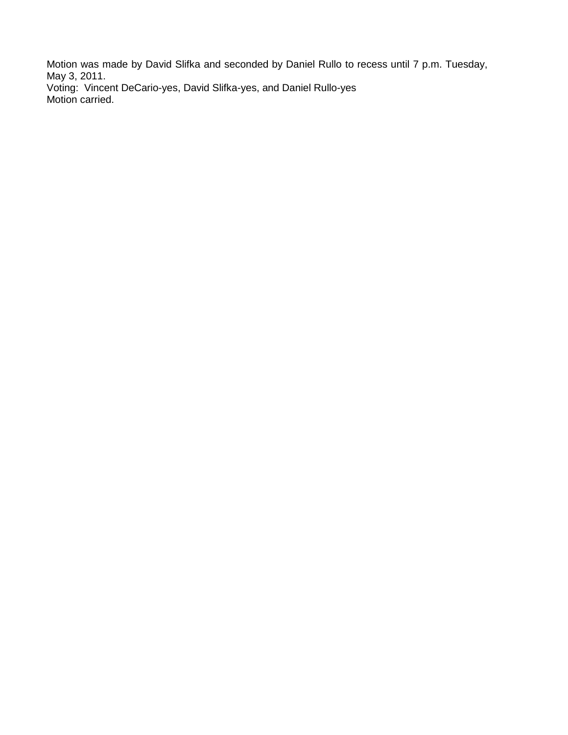Motion was made by David Slifka and seconded by Daniel Rullo to recess until 7 p.m. Tuesday, May 3, 2011.
Voting: Vincent DeCario-yes, David Slifka-yes, and Daniel Rullo-yes
Motion carried.